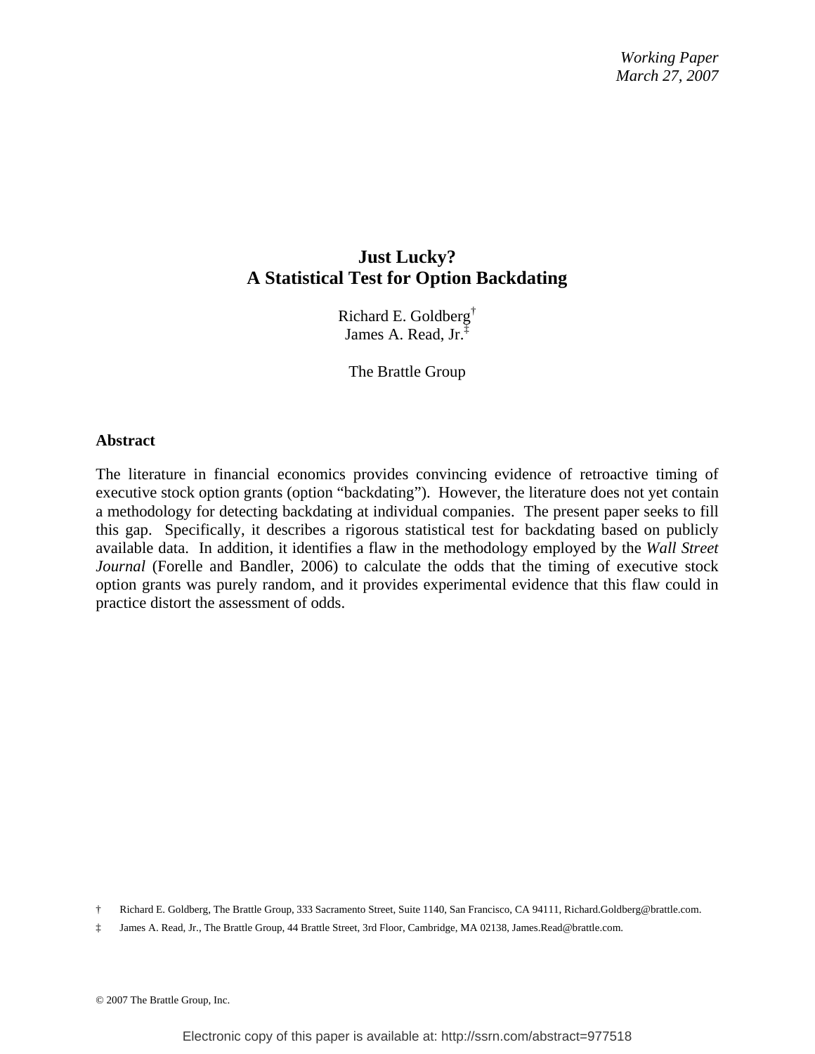*Working Paper*
*March 27, 2007*

# Just Lucky? A Statistical Test for Option Backdating

Richard E. Goldberg[†]
James A. Read, Jr.[‡]

The Brattle Group

## Abstract

The literature in financial economics provides convincing evidence of retroactive timing of executive stock option grants (option "backdating"). However, the literature does not yet contain a methodology for detecting backdating at individual companies. The present paper seeks to fill this gap. Specifically, it describes a rigorous statistical test for backdating based on publicly available data. In addition, it identifies a flaw in the methodology employed by the *Wall Street Journal* (Forelle and Bandler, 2006) to calculate the odds that the timing of executive stock option grants was purely random, and it provides experimental evidence that this flaw could in practice distort the assessment of odds.

† Richard E. Goldberg, The Brattle Group, 333 Sacramento Street, Suite 1140, San Francisco, CA 94111, Richard.Goldberg@brattle.com.

‡ James A. Read, Jr., The Brattle Group, 44 Brattle Street, 3rd Floor, Cambridge, MA 02138, James.Read@brattle.com.

© 2007 The Brattle Group, Inc.

Electronic copy of this paper is available at: http://ssrn.com/abstract=977518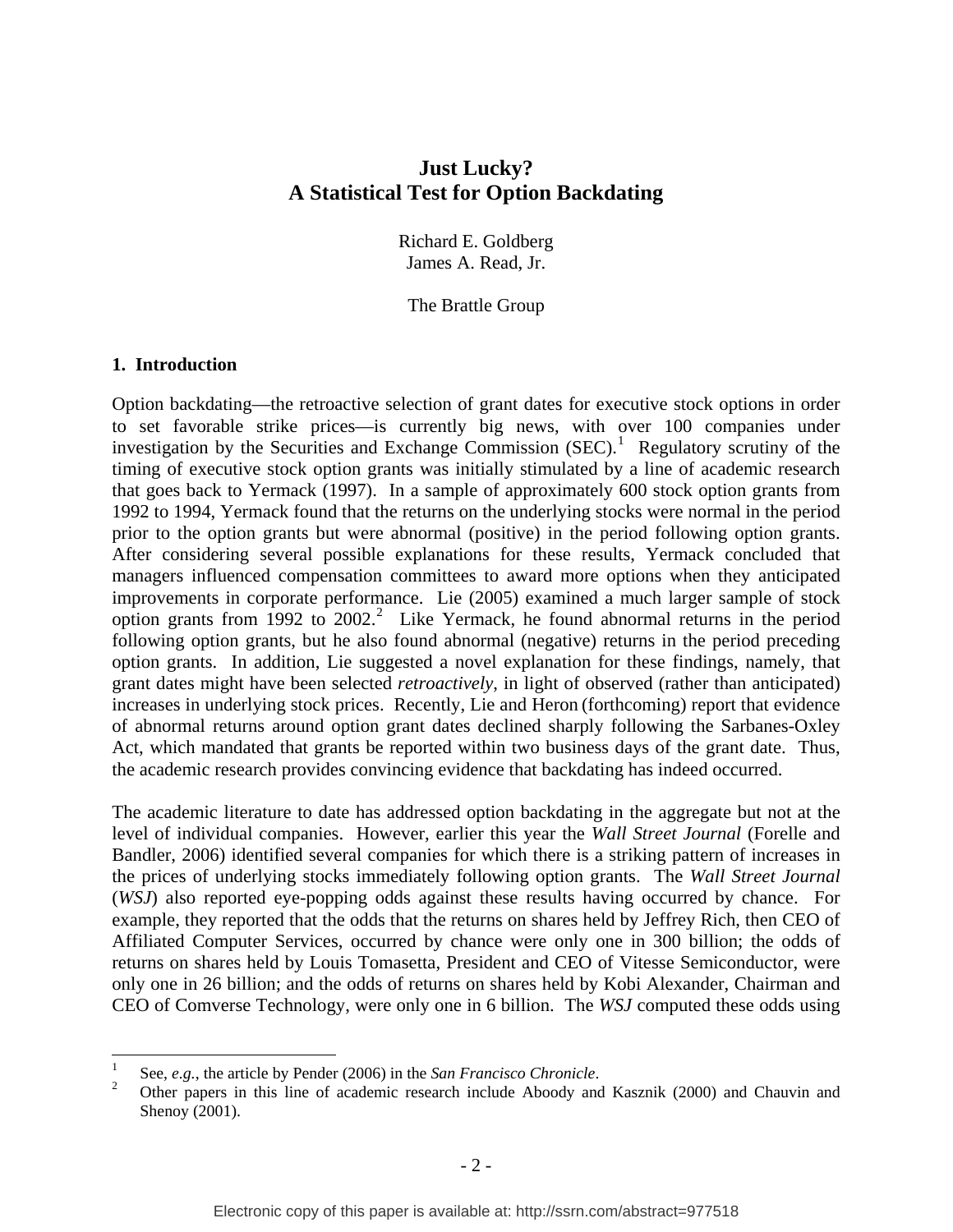# Just Lucky?
# A Statistical Test for Option Backdating

Richard E. Goldberg
James A. Read, Jr.

The Brattle Group

## 1. Introduction

Option backdating—the retroactive selection of grant dates for executive stock options in order to set favorable strike prices—is currently big news, with over 100 companies under investigation by the Securities and Exchange Commission (SEC).[1] Regulatory scrutiny of the timing of executive stock option grants was initially stimulated by a line of academic research that goes back to Yermack (1997). In a sample of approximately 600 stock option grants from 1992 to 1994, Yermack found that the returns on the underlying stocks were normal in the period prior to the option grants but were abnormal (positive) in the period following option grants. After considering several possible explanations for these results, Yermack concluded that managers influenced compensation committees to award more options when they anticipated improvements in corporate performance. Lie (2005) examined a much larger sample of stock option grants from 1992 to 2002.[2] Like Yermack, he found abnormal returns in the period following option grants, but he also found abnormal (negative) returns in the period preceding option grants. In addition, Lie suggested a novel explanation for these findings, namely, that grant dates might have been selected *retroactively*, in light of observed (rather than anticipated) increases in underlying stock prices. Recently, Lie and Heron (forthcoming) report that evidence of abnormal returns around option grant dates declined sharply following the Sarbanes-Oxley Act, which mandated that grants be reported within two business days of the grant date. Thus, the academic research provides convincing evidence that backdating has indeed occurred.

The academic literature to date has addressed option backdating in the aggregate but not at the level of individual companies. However, earlier this year the *Wall Street Journal* (Forelle and Bandler, 2006) identified several companies for which there is a striking pattern of increases in the prices of underlying stocks immediately following option grants. The *Wall Street Journal* (*WSJ*) also reported eye-popping odds against these results having occurred by chance. For example, they reported that the odds that the returns on shares held by Jeffrey Rich, then CEO of Affiliated Computer Services, occurred by chance were only one in 300 billion; the odds of returns on shares held by Louis Tomasetta, President and CEO of Vitesse Semiconductor, were only one in 26 billion; and the odds of returns on shares held by Kobi Alexander, Chairman and CEO of Comverse Technology, were only one in 6 billion. The *WSJ* computed these odds using

[1] See, *e.g.*, the article by Pender (2006) in the *San Francisco Chronicle*.

[2] Other papers in this line of academic research include Aboody and Kasznik (2000) and Chauvin and Shenoy (2001).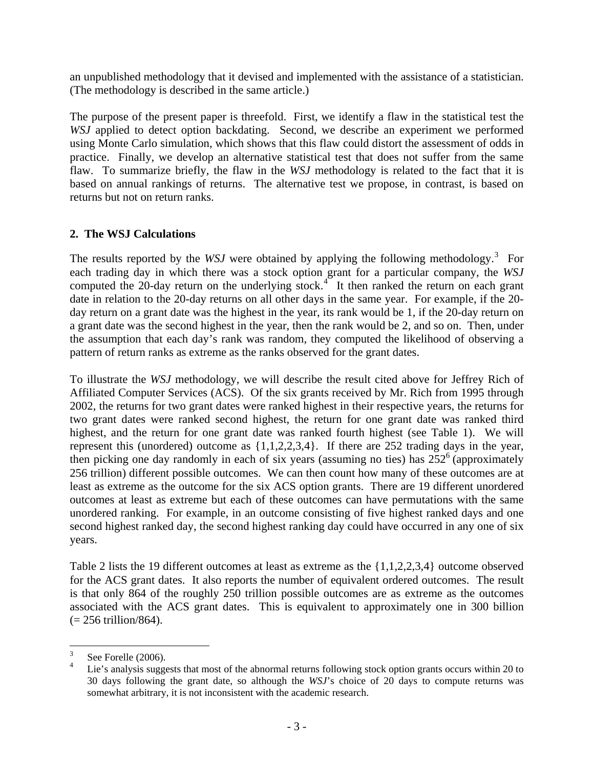an unpublished methodology that it devised and implemented with the assistance of a statistician. (The methodology is described in the same article.)

The purpose of the present paper is threefold. First, we identify a flaw in the statistical test the *WSJ* applied to detect option backdating. Second, we describe an experiment we performed using Monte Carlo simulation, which shows that this flaw could distort the assessment of odds in practice. Finally, we develop an alternative statistical test that does not suffer from the same flaw. To summarize briefly, the flaw in the *WSJ* methodology is related to the fact that it is based on annual rankings of returns. The alternative test we propose, in contrast, is based on returns but not on return ranks.

## 2. The WSJ Calculations

The results reported by the *WSJ* were obtained by applying the following methodology.[3] For each trading day in which there was a stock option grant for a particular company, the *WSJ* computed the 20-day return on the underlying stock.[4] It then ranked the return on each grant date in relation to the 20-day returns on all other days in the same year. For example, if the 20-day return on a grant date was the highest in the year, its rank would be 1, if the 20-day return on a grant date was the second highest in the year, then the rank would be 2, and so on. Then, under the assumption that each day's rank was random, they computed the likelihood of observing a pattern of return ranks as extreme as the ranks observed for the grant dates.

To illustrate the *WSJ* methodology, we will describe the result cited above for Jeffrey Rich of Affiliated Computer Services (ACS). Of the six grants received by Mr. Rich from 1995 through 2002, the returns for two grant dates were ranked highest in their respective years, the returns for two grant dates were ranked second highest, the return for one grant date was ranked third highest, and the return for one grant date was ranked fourth highest (see Table 1). We will represent this (unordered) outcome as {1,1,2,2,3,4}. If there are 252 trading days in the year, then picking one day randomly in each of six years (assuming no ties) has $252^6$ (approximately 256 trillion) different possible outcomes. We can then count how many of these outcomes are at least as extreme as the outcome for the six ACS option grants. There are 19 different unordered outcomes at least as extreme but each of these outcomes can have permutations with the same unordered ranking. For example, in an outcome consisting of five highest ranked days and one second highest ranked day, the second highest ranking day could have occurred in any one of six years.

Table 2 lists the 19 different outcomes at least as extreme as the {1,1,2,2,3,4} outcome observed for the ACS grant dates. It also reports the number of equivalent ordered outcomes. The result is that only 864 of the roughly 250 trillion possible outcomes are as extreme as the outcomes associated with the ACS grant dates. This is equivalent to approximately one in 300 billion (= 256 trillion/864).

---

[3] See Forelle (2006).

[4] Lie's analysis suggests that most of the abnormal returns following stock option grants occurs within 20 to 30 days following the grant date, so although the *WSJ*'s choice of 20 days to compute returns was somewhat arbitrary, it is not inconsistent with the academic research.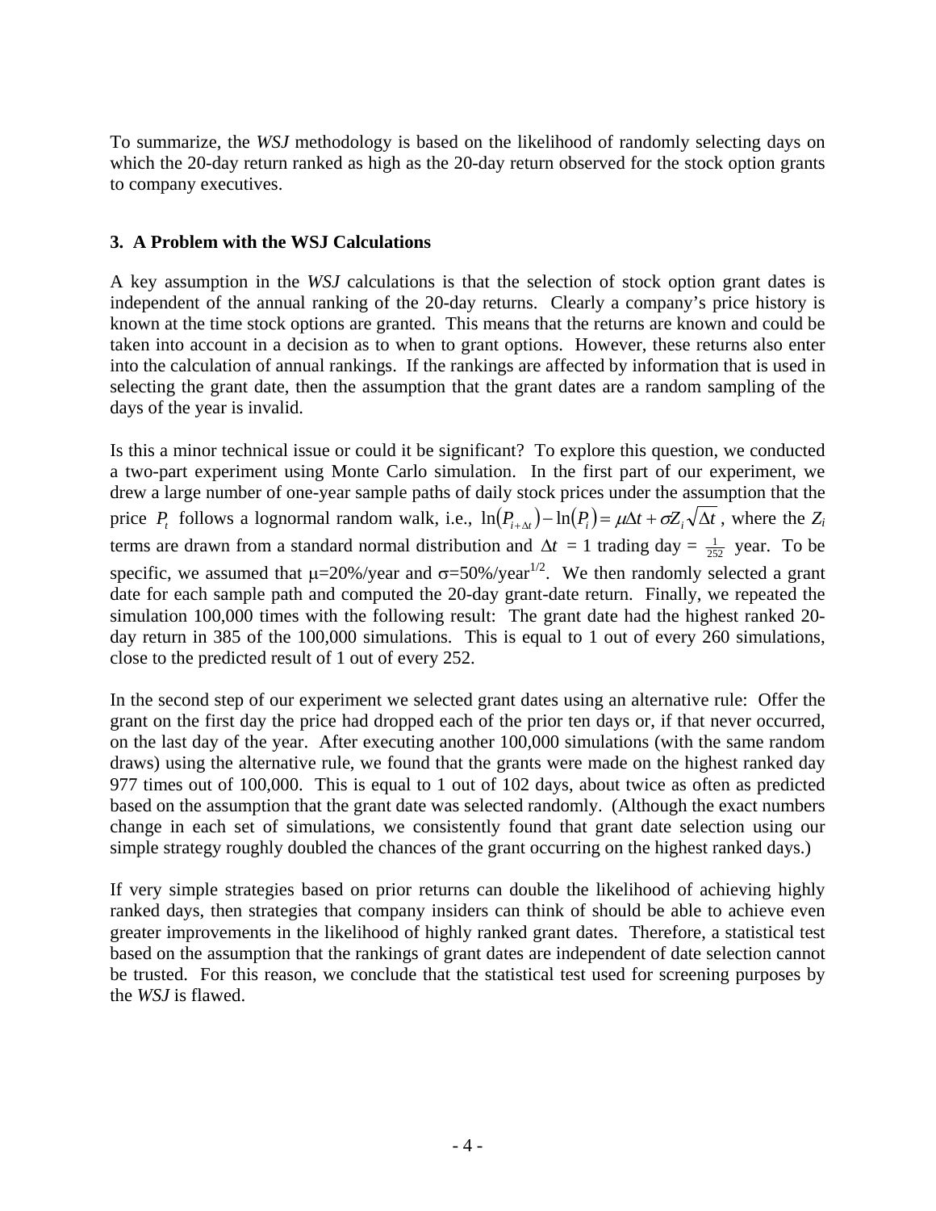To summarize, the *WSJ* methodology is based on the likelihood of randomly selecting days on which the 20-day return ranked as high as the 20-day return observed for the stock option grants to company executives.

### 3. A Problem with the WSJ Calculations

A key assumption in the *WSJ* calculations is that the selection of stock option grant dates is independent of the annual ranking of the 20-day returns. Clearly a company's price history is known at the time stock options are granted. This means that the returns are known and could be taken into account in a decision as to when to grant options. However, these returns also enter into the calculation of annual rankings. If the rankings are affected by information that is used in selecting the grant date, then the assumption that the grant dates are a random sampling of the days of the year is invalid.

Is this a minor technical issue or could it be significant? To explore this question, we conducted a two-part experiment using Monte Carlo simulation. In the first part of our experiment, we drew a large number of one-year sample paths of daily stock prices under the assumption that the price $P_t$ follows a lognormal random walk, i.e., $\ln(P_{i+\Delta t}) - \ln(P_i) = \mu\Delta t + \sigma Z_i \sqrt{\Delta t}$, where the $Z_i$ terms are drawn from a standard normal distribution and $\Delta t$ = 1 trading day = $\frac{1}{252}$ year. To be specific, we assumed that $\mu$=20%/year and $\sigma$=50%/year$^{1/2}$. We then randomly selected a grant date for each sample path and computed the 20-day grant-date return. Finally, we repeated the simulation 100,000 times with the following result: The grant date had the highest ranked 20-day return in 385 of the 100,000 simulations. This is equal to 1 out of every 260 simulations, close to the predicted result of 1 out of every 252.

In the second step of our experiment we selected grant dates using an alternative rule: Offer the grant on the first day the price had dropped each of the prior ten days or, if that never occurred, on the last day of the year. After executing another 100,000 simulations (with the same random draws) using the alternative rule, we found that the grants were made on the highest ranked day 977 times out of 100,000. This is equal to 1 out of 102 days, about twice as often as predicted based on the assumption that the grant date was selected randomly. (Although the exact numbers change in each set of simulations, we consistently found that grant date selection using our simple strategy roughly doubled the chances of the grant occurring on the highest ranked days.)

If very simple strategies based on prior returns can double the likelihood of achieving highly ranked days, then strategies that company insiders can think of should be able to achieve even greater improvements in the likelihood of highly ranked grant dates. Therefore, a statistical test based on the assumption that the rankings of grant dates are independent of date selection cannot be trusted. For this reason, we conclude that the statistical test used for screening purposes by the *WSJ* is flawed.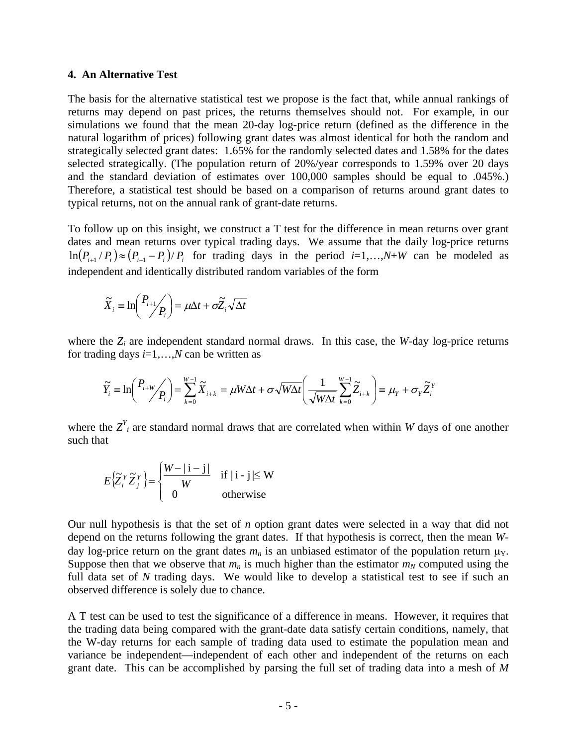### 4. An Alternative Test

The basis for the alternative statistical test we propose is the fact that, while annual rankings of returns may depend on past prices, the returns themselves should not. For example, in our simulations we found that the mean 20-day log-price return (defined as the difference in the natural logarithm of prices) following grant dates was almost identical for both the random and strategically selected grant dates: 1.65% for the randomly selected dates and 1.58% for the dates selected strategically. (The population return of 20%/year corresponds to 1.59% over 20 days and the standard deviation of estimates over 100,000 samples should be equal to .045%.) Therefore, a statistical test should be based on a comparison of returns around grant dates to typical returns, not on the annual rank of grant-date returns.

To follow up on this insight, we construct a T test for the difference in mean returns over grant dates and mean returns over typical trading days. We assume that the daily log-price returns $\ln(P_{i+1}/P_i) \approx (P_{i+1} - P_i)/P_i$ for trading days in the period $i$=1,…,$N$+$W$ can be modeled as independent and identically distributed random variables of the form

$$\tilde{X}_i \equiv \ln\left(P_{i+1}/P_i\right) = \mu\Delta t + \sigma\tilde{Z}_i\sqrt{\Delta t}$$

where the $Z_i$ are independent standard normal draws. In this case, the $W$-day log-price returns for trading days $i$=1,…,$N$ can be written as

$$\tilde{Y}_i \equiv \ln\left(P_{i+W}/P_i\right) = \sum_{k=0}^{W-1}\tilde{X}_{i+k} = \mu W\Delta t + \sigma\sqrt{W\Delta t}\left(\frac{1}{\sqrt{W\Delta t}}\sum_{k=0}^{W-1}\tilde{Z}_{i+k}\right) \equiv \mu_Y + \sigma_Y\tilde{Z}_i^Y$$

where the $Z^Y_i$ are standard normal draws that are correlated when within $W$ days of one another such that

$$E\left\{\tilde{Z}_i^Y\tilde{Z}_j^Y\right\} = \begin{cases} \dfrac{W - |i-j|}{W} & \text{if } |i-j| \le W \\ 0 & \text{otherwise} \end{cases}$$

Our null hypothesis is that the set of $n$ option grant dates were selected in a way that did not depend on the returns following the grant dates. If that hypothesis is correct, then the mean $W$-day log-price return on the grant dates $m_n$ is an unbiased estimator of the population return $\mu_Y$. Suppose then that we observe that $m_n$ is much higher than the estimator $m_N$ computed using the full data set of $N$ trading days. We would like to develop a statistical test to see if such an observed difference is solely due to chance.

A T test can be used to test the significance of a difference in means. However, it requires that the trading data being compared with the grant-date data satisfy certain conditions, namely, that the W-day returns for each sample of trading data used to estimate the population mean and variance be independent—independent of each other and independent of the returns on each grant date. This can be accomplished by parsing the full set of trading data into a mesh of $M$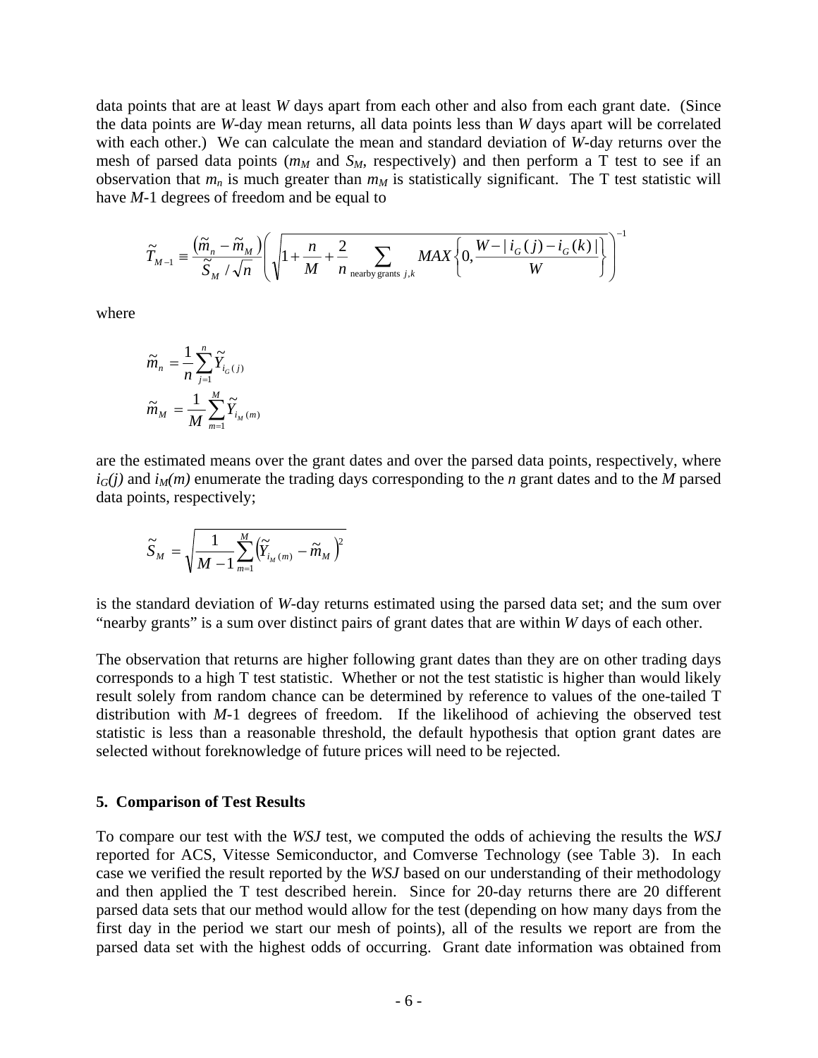data points that are at least *W* days apart from each other and also from each grant date. (Since the data points are *W*-day mean returns, all data points less than *W* days apart will be correlated with each other.) We can calculate the mean and standard deviation of *W*-day returns over the mesh of parsed data points ($m_M$ and $S_M$, respectively) and then perform a T test to see if an observation that $m_n$ is much greater than $m_M$ is statistically significant. The T test statistic will have *M*-1 degrees of freedom and be equal to

$$\tilde{T}_{M-1} \equiv \frac{\left(\tilde{m}_n - \tilde{m}_M\right)}{\tilde{S}_M / \sqrt{n}} \left( \sqrt{1 + \frac{n}{M} + \frac{2}{n} \sum_{\text{nearby grants } j,k} MAX\left\{0, \frac{W - |\, i_G(j) - i_G(k)\,|}{W}\right\}} \right)^{-1}$$

where

$$\tilde{m}_n = \frac{1}{n} \sum_{j=1}^{n} \tilde{Y}_{i_G(j)}$$

$$\tilde{m}_M = \frac{1}{M} \sum_{m=1}^{M} \tilde{Y}_{i_M(m)}$$

are the estimated means over the grant dates and over the parsed data points, respectively, where $i_G(j)$ and $i_M(m)$ enumerate the trading days corresponding to the *n* grant dates and to the *M* parsed data points, respectively;

$$\tilde{S}_M = \sqrt{\frac{1}{M-1} \sum_{m=1}^{M} \left(\tilde{Y}_{i_M(m)} - \tilde{m}_M\right)^2}$$

is the standard deviation of *W*-day returns estimated using the parsed data set; and the sum over "nearby grants" is a sum over distinct pairs of grant dates that are within *W* days of each other.

The observation that returns are higher following grant dates than they are on other trading days corresponds to a high T test statistic. Whether or not the test statistic is higher than would likely result solely from random chance can be determined by reference to values of the one-tailed T distribution with *M*-1 degrees of freedom. If the likelihood of achieving the observed test statistic is less than a reasonable threshold, the default hypothesis that option grant dates are selected without foreknowledge of future prices will need to be rejected.

## 5. Comparison of Test Results

To compare our test with the *WSJ* test, we computed the odds of achieving the results the *WSJ* reported for ACS, Vitesse Semiconductor, and Comverse Technology (see Table 3). In each case we verified the result reported by the *WSJ* based on our understanding of their methodology and then applied the T test described herein. Since for 20-day returns there are 20 different parsed data sets that our method would allow for the test (depending on how many days from the first day in the period we start our mesh of points), all of the results we report are from the parsed data set with the highest odds of occurring. Grant date information was obtained from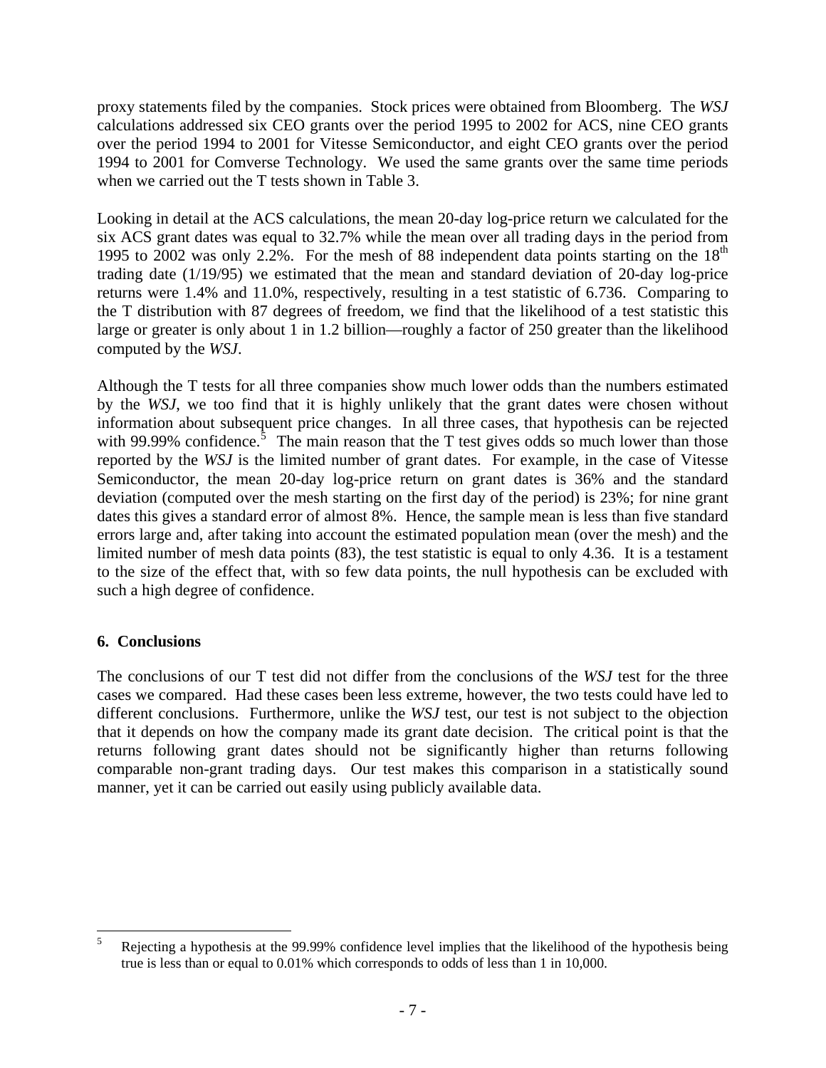proxy statements filed by the companies. Stock prices were obtained from Bloomberg. The *WSJ* calculations addressed six CEO grants over the period 1995 to 2002 for ACS, nine CEO grants over the period 1994 to 2001 for Vitesse Semiconductor, and eight CEO grants over the period 1994 to 2001 for Comverse Technology. We used the same grants over the same time periods when we carried out the T tests shown in Table 3.

Looking in detail at the ACS calculations, the mean 20-day log-price return we calculated for the six ACS grant dates was equal to 32.7% while the mean over all trading days in the period from 1995 to 2002 was only 2.2%. For the mesh of 88 independent data points starting on the $18^{th}$ trading date (1/19/95) we estimated that the mean and standard deviation of 20-day log-price returns were 1.4% and 11.0%, respectively, resulting in a test statistic of 6.736. Comparing to the T distribution with 87 degrees of freedom, we find that the likelihood of a test statistic this large or greater is only about 1 in 1.2 billion—roughly a factor of 250 greater than the likelihood computed by the *WSJ*.

Although the T tests for all three companies show much lower odds than the numbers estimated by the *WSJ*, we too find that it is highly unlikely that the grant dates were chosen without information about subsequent price changes. In all three cases, that hypothesis can be rejected with 99.99% confidence.[5] The main reason that the T test gives odds so much lower than those reported by the *WSJ* is the limited number of grant dates. For example, in the case of Vitesse Semiconductor, the mean 20-day log-price return on grant dates is 36% and the standard deviation (computed over the mesh starting on the first day of the period) is 23%; for nine grant dates this gives a standard error of almost 8%. Hence, the sample mean is less than five standard errors large and, after taking into account the estimated population mean (over the mesh) and the limited number of mesh data points (83), the test statistic is equal to only 4.36. It is a testament to the size of the effect that, with so few data points, the null hypothesis can be excluded with such a high degree of confidence.

## 6. Conclusions

The conclusions of our T test did not differ from the conclusions of the *WSJ* test for the three cases we compared. Had these cases been less extreme, however, the two tests could have led to different conclusions. Furthermore, unlike the *WSJ* test, our test is not subject to the objection that it depends on how the company made its grant date decision. The critical point is that the returns following grant dates should not be significantly higher than returns following comparable non-grant trading days. Our test makes this comparison in a statistically sound manner, yet it can be carried out easily using publicly available data.

---

[5] Rejecting a hypothesis at the 99.99% confidence level implies that the likelihood of the hypothesis being true is less than or equal to 0.01% which corresponds to odds of less than 1 in 10,000.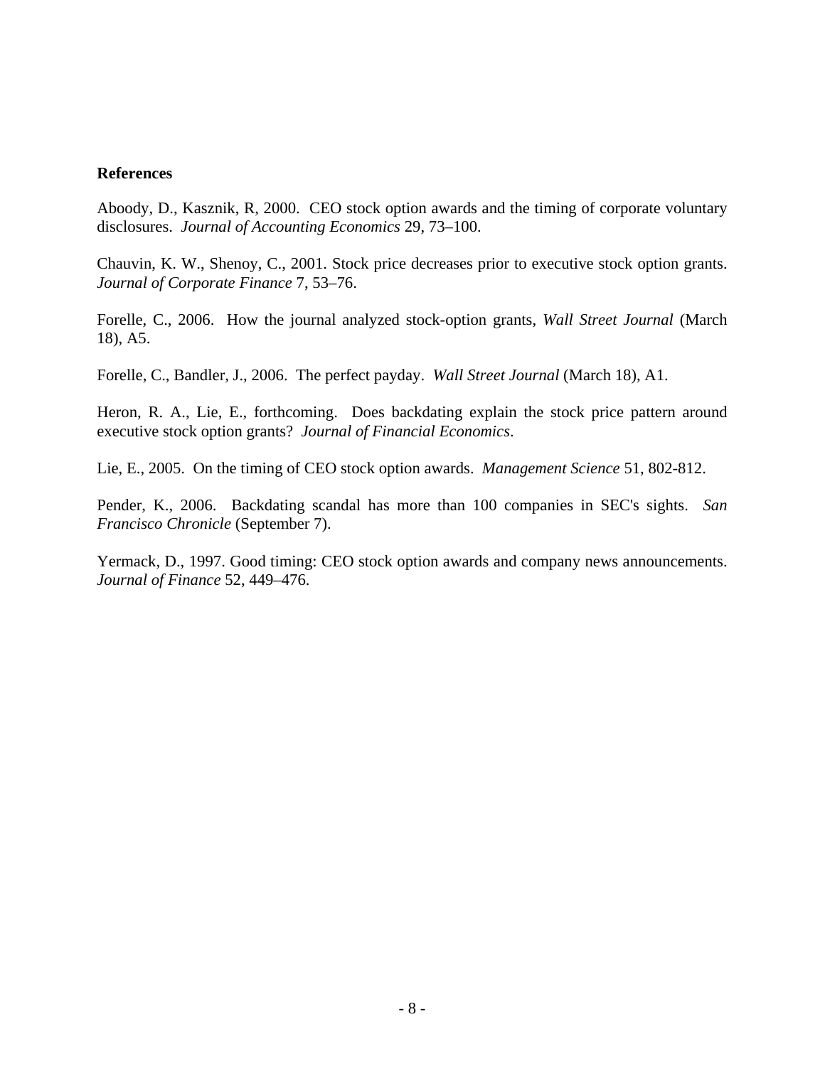**References**

Aboody, D., Kasznik, R, 2000. CEO stock option awards and the timing of corporate voluntary disclosures. *Journal of Accounting Economics* 29, 73–100.

Chauvin, K. W., Shenoy, C., 2001. Stock price decreases prior to executive stock option grants. *Journal of Corporate Finance* 7, 53–76.

Forelle, C., 2006. How the journal analyzed stock-option grants, *Wall Street Journal* (March 18), A5.

Forelle, C., Bandler, J., 2006. The perfect payday. *Wall Street Journal* (March 18), A1.

Heron, R. A., Lie, E., forthcoming. Does backdating explain the stock price pattern around executive stock option grants? *Journal of Financial Economics*.

Lie, E., 2005. On the timing of CEO stock option awards. *Management Science* 51, 802-812.

Pender, K., 2006. Backdating scandal has more than 100 companies in SEC's sights. *San Francisco Chronicle* (September 7).

Yermack, D., 1997. Good timing: CEO stock option awards and company news announcements. *Journal of Finance* 52, 449–476.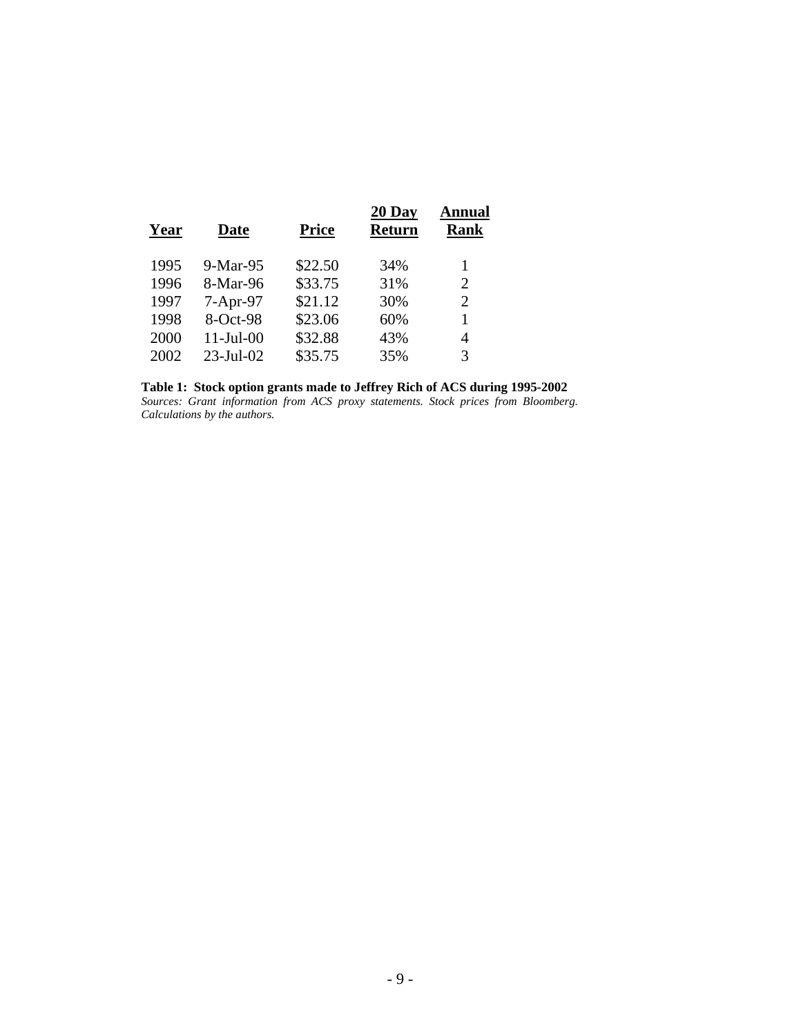| Year | Date | Price | 20 Day Return | Annual Rank |
|---|---|---|---|---|
| 1995 | 9-Mar-95 | $22.50 | 34% | 1 |
| 1996 | 8-Mar-96 | $33.75 | 31% | 2 |
| 1997 | 7-Apr-97 | $21.12 | 30% | 2 |
| 1998 | 8-Oct-98 | $23.06 | 60% | 1 |
| 2000 | 11-Jul-00 | $32.88 | 43% | 4 |
| 2002 | 23-Jul-02 | $35.75 | 35% | 3 |

**Table 1: Stock option grants made to Jeffrey Rich of ACS during 1995-2002**

*Sources: Grant information from ACS proxy statements. Stock prices from Bloomberg. Calculations by the authors.*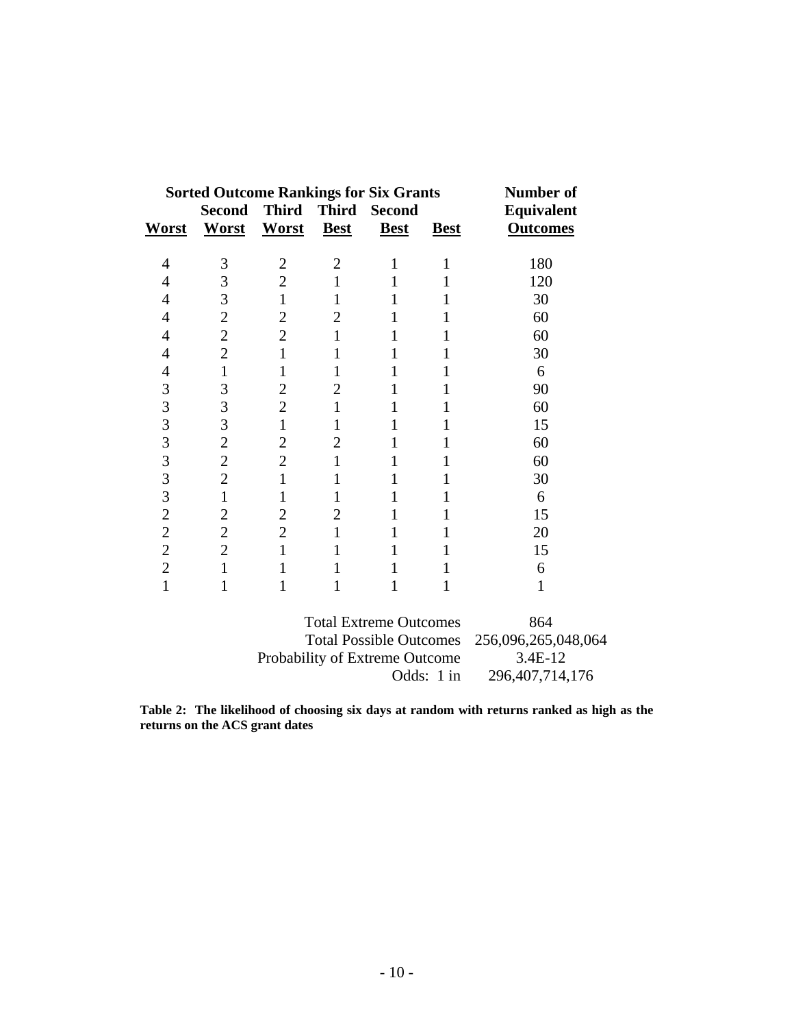| Sorted Outcome Rankings for Six Grants | | | | | | Number of |
|---|---|---|---|---|---|---|
| | Second | Third | Third | Second | | Equivalent |
| **Worst** | **Worst** | **Worst** | **Best** | **Best** | **Best** | **Outcomes** |
| 4 | 3 | 2 | 2 | 1 | 1 | 180 |
| 4 | 3 | 2 | 1 | 1 | 1 | 120 |
| 4 | 3 | 1 | 1 | 1 | 1 | 30 |
| 4 | 2 | 2 | 2 | 1 | 1 | 60 |
| 4 | 2 | 2 | 1 | 1 | 1 | 60 |
| 4 | 2 | 1 | 1 | 1 | 1 | 30 |
| 4 | 1 | 1 | 1 | 1 | 1 | 6 |
| 3 | 3 | 2 | 2 | 1 | 1 | 90 |
| 3 | 3 | 2 | 1 | 1 | 1 | 60 |
| 3 | 3 | 1 | 1 | 1 | 1 | 15 |
| 3 | 2 | 2 | 2 | 1 | 1 | 60 |
| 3 | 2 | 2 | 1 | 1 | 1 | 60 |
| 3 | 2 | 1 | 1 | 1 | 1 | 30 |
| 3 | 1 | 1 | 1 | 1 | 1 | 6 |
| 2 | 2 | 2 | 2 | 1 | 1 | 15 |
| 2 | 2 | 2 | 1 | 1 | 1 | 20 |
| 2 | 2 | 1 | 1 | 1 | 1 | 15 |
| 2 | 1 | 1 | 1 | 1 | 1 | 6 |
| 1 | 1 | 1 | 1 | 1 | 1 | 1 |

| | |
|---|---|
| Total Extreme Outcomes | 864 |
| Total Possible Outcomes | 256,096,265,048,064 |
| Probability of Extreme Outcome | 3.4E-12 |
| Odds: 1 in | 296,407,714,176 |

**Table 2: The likelihood of choosing six days at random with returns ranked as high as the returns on the ACS grant dates**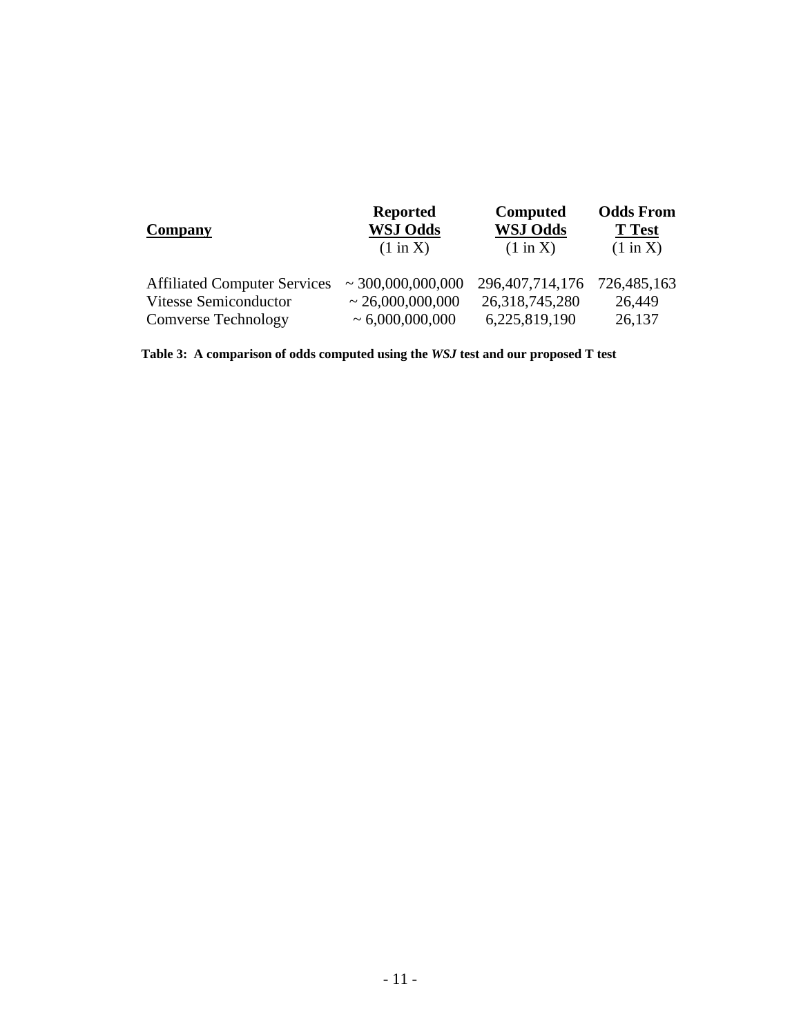| Company | Reported WSJ Odds (1 in X) | Computed WSJ Odds (1 in X) | Odds From T Test (1 in X) |
| --- | --- | --- | --- |
| Affiliated Computer Services | ~ 300,000,000,000 | 296,407,714,176 | 726,485,163 |
| Vitesse Semiconductor | ~ 26,000,000,000 | 26,318,745,280 | 26,449 |
| Comverse Technology | ~ 6,000,000,000 | 6,225,819,190 | 26,137 |

**Table 3: A comparison of odds computed using the *WSJ* test and our proposed T test**